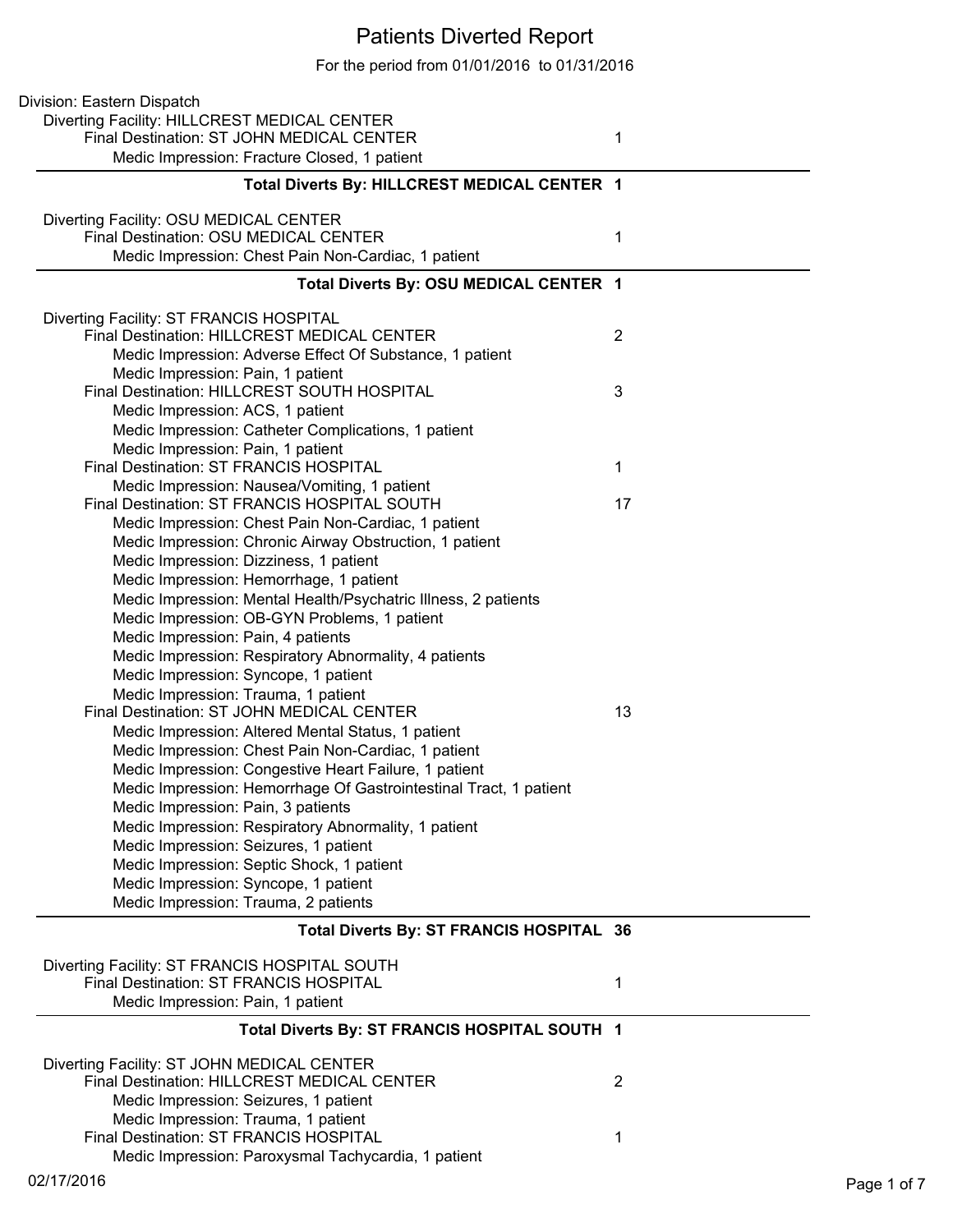# Patients Diverted Report

For the period from 01/01/2016 to 01/31/2016

Division: Eastern Dispatch

Diverting Facility: HILLCREST MEDICAL CENTER

| | |
|---|---|
| Final Destination: ST JOHN MEDICAL CENTER | 1 |
| Medic Impression: Fracture Closed, 1 patient | |
| **Total Diverts By: HILLCREST MEDICAL CENTER** | **1** |

Diverting Facility: OSU MEDICAL CENTER

| | |
|---|---|
| Final Destination: OSU MEDICAL CENTER | 1 |
| Medic Impression: Chest Pain Non-Cardiac, 1 patient | |
| **Total Diverts By: OSU MEDICAL CENTER** | **1** |

Diverting Facility: ST FRANCIS HOSPITAL

| | |
|---|---|
| Final Destination: HILLCREST MEDICAL CENTER | 2 |
| Medic Impression: Adverse Effect Of Substance, 1 patient | |
| Medic Impression: Pain, 1 patient | |
| Final Destination: HILLCREST SOUTH HOSPITAL | 3 |
| Medic Impression: ACS, 1 patient | |
| Medic Impression: Catheter Complications, 1 patient | |
| Medic Impression: Pain, 1 patient | |
| Final Destination: ST FRANCIS HOSPITAL | 1 |
| Medic Impression: Nausea/Vomiting, 1 patient | |
| Final Destination: ST FRANCIS HOSPITAL SOUTH | 17 |
| Medic Impression: Chest Pain Non-Cardiac, 1 patient | |
| Medic Impression: Chronic Airway Obstruction, 1 patient | |
| Medic Impression: Dizziness, 1 patient | |
| Medic Impression: Hemorrhage, 1 patient | |
| Medic Impression: Mental Health/Psychatric Illness, 2 patients | |
| Medic Impression: OB-GYN Problems, 1 patient | |
| Medic Impression: Pain, 4 patients | |
| Medic Impression: Respiratory Abnormality, 4 patients | |
| Medic Impression: Syncope, 1 patient | |
| Medic Impression: Trauma, 1 patient | |
| Final Destination: ST JOHN MEDICAL CENTER | 13 |
| Medic Impression: Altered Mental Status, 1 patient | |
| Medic Impression: Chest Pain Non-Cardiac, 1 patient | |
| Medic Impression: Congestive Heart Failure, 1 patient | |
| Medic Impression: Hemorrhage Of Gastrointestinal Tract, 1 patient | |
| Medic Impression: Pain, 3 patients | |
| Medic Impression: Respiratory Abnormality, 1 patient | |
| Medic Impression: Seizures, 1 patient | |
| Medic Impression: Septic Shock, 1 patient | |
| Medic Impression: Syncope, 1 patient | |
| Medic Impression: Trauma, 2 patients | |
| **Total Diverts By: ST FRANCIS HOSPITAL** | **36** |

Diverting Facility: ST FRANCIS HOSPITAL SOUTH

| | |
|---|---|
| Final Destination: ST FRANCIS HOSPITAL | 1 |
| Medic Impression: Pain, 1 patient | |
| **Total Diverts By: ST FRANCIS HOSPITAL SOUTH** | **1** |

Diverting Facility: ST JOHN MEDICAL CENTER

| | |
|---|---|
| Final Destination: HILLCREST MEDICAL CENTER | 2 |
| Medic Impression: Seizures, 1 patient | |
| Medic Impression: Trauma, 1 patient | |
| Final Destination: ST FRANCIS HOSPITAL | 1 |
| Medic Impression: Paroxysmal Tachycardia, 1 patient | |

02/17/2016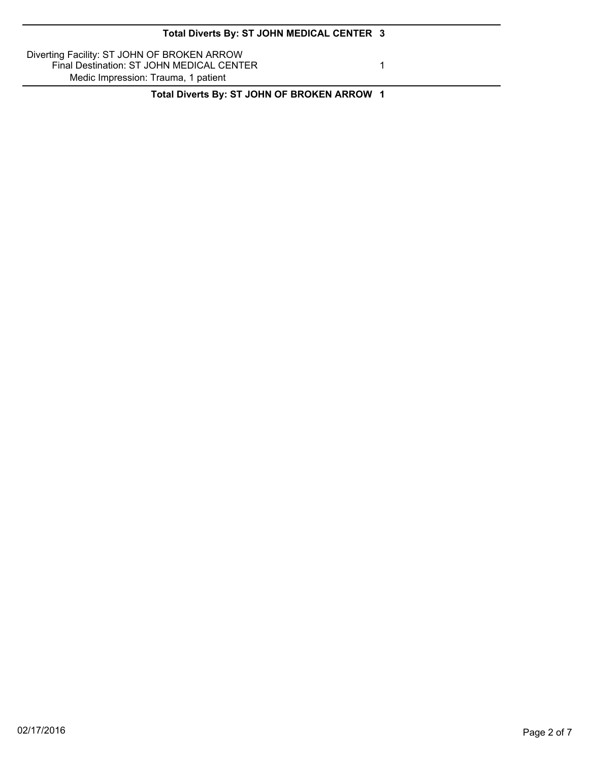**Total Diverts By: ST JOHN MEDICAL CENTER 3**

Diverting Facility: ST JOHN OF BROKEN ARROW
Final Destination: ST JOHN MEDICAL CENTER 1
Medic Impression: Trauma, 1 patient

**Total Diverts By: ST JOHN OF BROKEN ARROW 1**

02/17/2016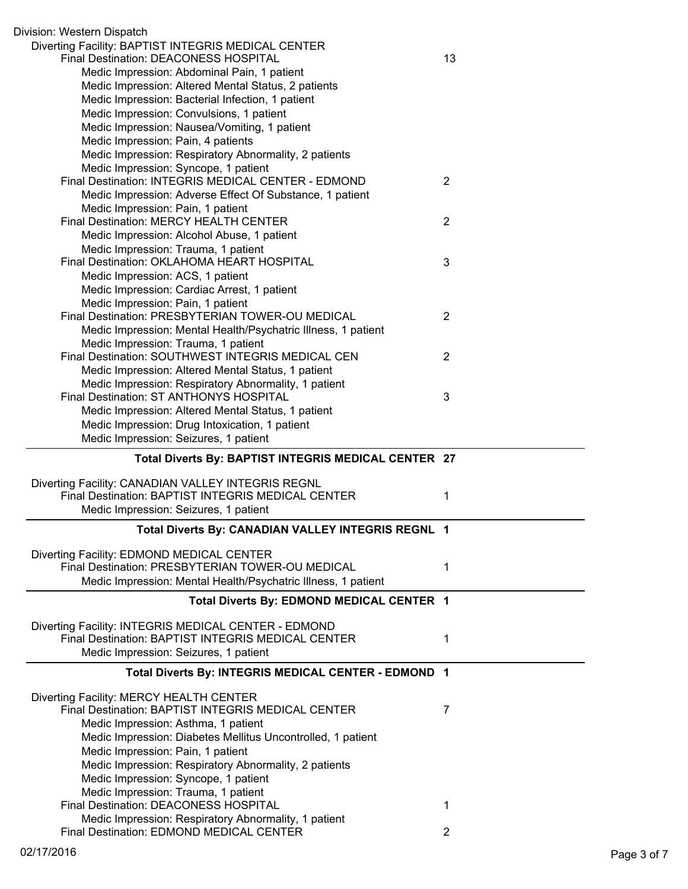Division: Western Dispatch

Diverting Facility: BAPTIST INTEGRIS MEDICAL CENTER

| | |
|---|---|
| Final Destination: DEACONESS HOSPITAL | 13 |
| Medic Impression: Abdominal Pain, 1 patient | |
| Medic Impression: Altered Mental Status, 2 patients | |
| Medic Impression: Bacterial Infection, 1 patient | |
| Medic Impression: Convulsions, 1 patient | |
| Medic Impression: Nausea/Vomiting, 1 patient | |
| Medic Impression: Pain, 4 patients | |
| Medic Impression: Respiratory Abnormality, 2 patients | |
| Medic Impression: Syncope, 1 patient | |
| Final Destination: INTEGRIS MEDICAL CENTER - EDMOND | 2 |
| Medic Impression: Adverse Effect Of Substance, 1 patient | |
| Medic Impression: Pain, 1 patient | |
| Final Destination: MERCY HEALTH CENTER | 2 |
| Medic Impression: Alcohol Abuse, 1 patient | |
| Medic Impression: Trauma, 1 patient | |
| Final Destination: OKLAHOMA HEART HOSPITAL | 3 |
| Medic Impression: ACS, 1 patient | |
| Medic Impression: Cardiac Arrest, 1 patient | |
| Medic Impression: Pain, 1 patient | |
| Final Destination: PRESBYTERIAN TOWER-OU MEDICAL | 2 |
| Medic Impression: Mental Health/Psychatric Illness, 1 patient | |
| Medic Impression: Trauma, 1 patient | |
| Final Destination: SOUTHWEST INTEGRIS MEDICAL CEN | 2 |
| Medic Impression: Altered Mental Status, 1 patient | |
| Medic Impression: Respiratory Abnormality, 1 patient | |
| Final Destination: ST ANTHONYS HOSPITAL | 3 |
| Medic Impression: Altered Mental Status, 1 patient | |
| Medic Impression: Drug Intoxication, 1 patient | |
| Medic Impression: Seizures, 1 patient | |

**Total Diverts By: BAPTIST INTEGRIS MEDICAL CENTER 27**

Diverting Facility: CANADIAN VALLEY INTEGRIS REGNL

| | |
|---|---|
| Final Destination: BAPTIST INTEGRIS MEDICAL CENTER | 1 |
| Medic Impression: Seizures, 1 patient | |

**Total Diverts By: CANADIAN VALLEY INTEGRIS REGNL 1**

Diverting Facility: EDMOND MEDICAL CENTER

| | |
|---|---|
| Final Destination: PRESBYTERIAN TOWER-OU MEDICAL | 1 |
| Medic Impression: Mental Health/Psychatric Illness, 1 patient | |

**Total Diverts By: EDMOND MEDICAL CENTER 1**

Diverting Facility: INTEGRIS MEDICAL CENTER - EDMOND

| | |
|---|---|
| Final Destination: BAPTIST INTEGRIS MEDICAL CENTER | 1 |
| Medic Impression: Seizures, 1 patient | |

**Total Diverts By: INTEGRIS MEDICAL CENTER - EDMOND 1**

Diverting Facility: MERCY HEALTH CENTER

| | |
|---|---|
| Final Destination: BAPTIST INTEGRIS MEDICAL CENTER | 7 |
| Medic Impression: Asthma, 1 patient | |
| Medic Impression: Diabetes Mellitus Uncontrolled, 1 patient | |
| Medic Impression: Pain, 1 patient | |
| Medic Impression: Respiratory Abnormality, 2 patients | |
| Medic Impression: Syncope, 1 patient | |
| Medic Impression: Trauma, 1 patient | |
| Final Destination: DEACONESS HOSPITAL | 1 |
| Medic Impression: Respiratory Abnormality, 1 patient | |
| Final Destination: EDMOND MEDICAL CENTER | 2 |

02/17/2016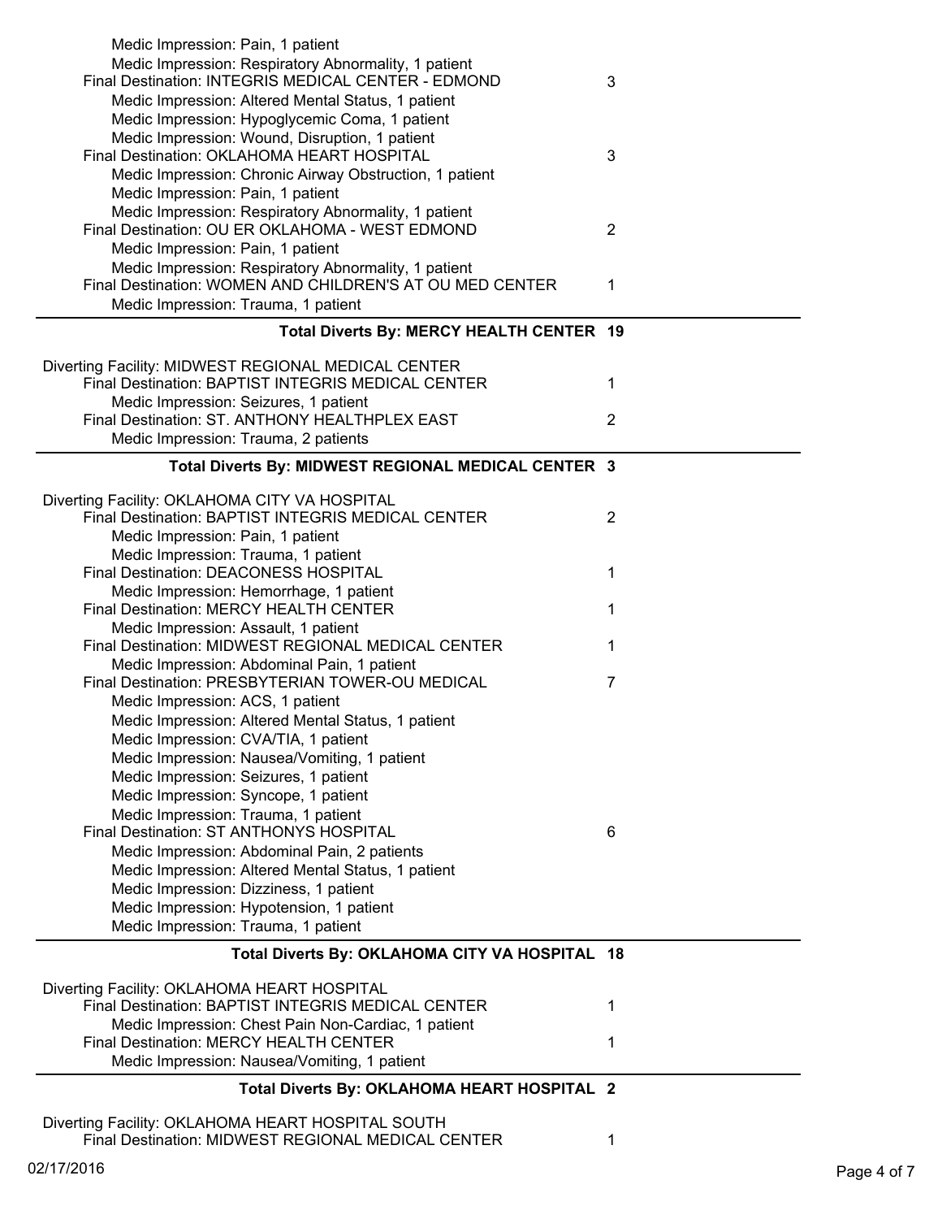Medic Impression: Pain, 1 patient
Medic Impression: Respiratory Abnormality, 1 patient

Final Destination: INTEGRIS MEDICAL CENTER - EDMOND 3

Medic Impression: Altered Mental Status, 1 patient
Medic Impression: Hypoglycemic Coma, 1 patient
Medic Impression: Wound, Disruption, 1 patient

Final Destination: OKLAHOMA HEART HOSPITAL 3

Medic Impression: Chronic Airway Obstruction, 1 patient
Medic Impression: Pain, 1 patient
Medic Impression: Respiratory Abnormality, 1 patient

Final Destination: OU ER OKLAHOMA - WEST EDMOND 2

Medic Impression: Pain, 1 patient
Medic Impression: Respiratory Abnormality, 1 patient

Final Destination: WOMEN AND CHILDREN'S AT OU MED CENTER 1

Medic Impression: Trauma, 1 patient

**Total Diverts By: MERCY HEALTH CENTER 19**

---

Diverting Facility: MIDWEST REGIONAL MEDICAL CENTER

Final Destination: BAPTIST INTEGRIS MEDICAL CENTER 1

Medic Impression: Seizures, 1 patient

Final Destination: ST. ANTHONY HEALTHPLEX EAST 2

Medic Impression: Trauma, 2 patients

**Total Diverts By: MIDWEST REGIONAL MEDICAL CENTER 3**

---

Diverting Facility: OKLAHOMA CITY VA HOSPITAL

Final Destination: BAPTIST INTEGRIS MEDICAL CENTER 2

Medic Impression: Pain, 1 patient
Medic Impression: Trauma, 1 patient

Final Destination: DEACONESS HOSPITAL 1

Medic Impression: Hemorrhage, 1 patient

Final Destination: MERCY HEALTH CENTER 1

Medic Impression: Assault, 1 patient

Final Destination: MIDWEST REGIONAL MEDICAL CENTER 1

Medic Impression: Abdominal Pain, 1 patient

Final Destination: PRESBYTERIAN TOWER-OU MEDICAL 7

Medic Impression: ACS, 1 patient
Medic Impression: Altered Mental Status, 1 patient
Medic Impression: CVA/TIA, 1 patient
Medic Impression: Nausea/Vomiting, 1 patient
Medic Impression: Seizures, 1 patient
Medic Impression: Syncope, 1 patient
Medic Impression: Trauma, 1 patient

Final Destination: ST ANTHONYS HOSPITAL 6

Medic Impression: Abdominal Pain, 2 patients
Medic Impression: Altered Mental Status, 1 patient
Medic Impression: Dizziness, 1 patient
Medic Impression: Hypotension, 1 patient
Medic Impression: Trauma, 1 patient

**Total Diverts By: OKLAHOMA CITY VA HOSPITAL 18**

---

Diverting Facility: OKLAHOMA HEART HOSPITAL

Final Destination: BAPTIST INTEGRIS MEDICAL CENTER 1

Medic Impression: Chest Pain Non-Cardiac, 1 patient

Final Destination: MERCY HEALTH CENTER 1

Medic Impression: Nausea/Vomiting, 1 patient

**Total Diverts By: OKLAHOMA HEART HOSPITAL 2**

---

Diverting Facility: OKLAHOMA HEART HOSPITAL SOUTH

Final Destination: MIDWEST REGIONAL MEDICAL CENTER 1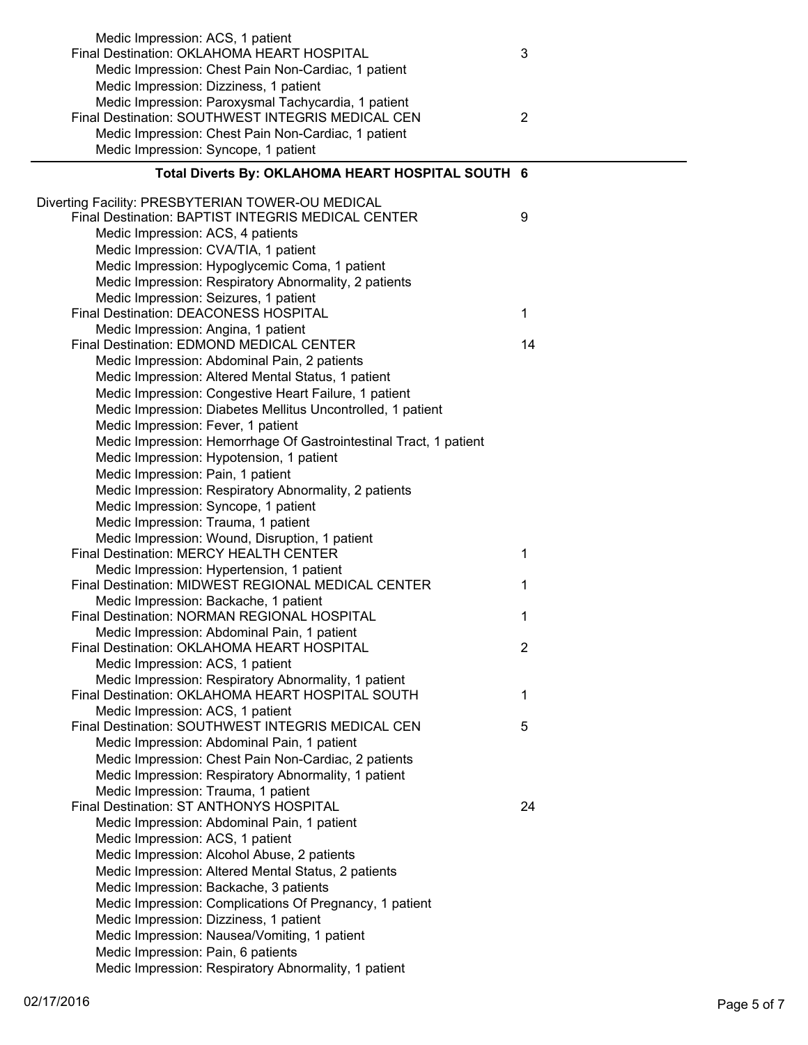Medic Impression: ACS, 1 patient

Final Destination: OKLAHOMA HEART HOSPITAL — 3

- Medic Impression: Chest Pain Non-Cardiac, 1 patient
- Medic Impression: Dizziness, 1 patient
- Medic Impression: Paroxysmal Tachycardia, 1 patient

Final Destination: SOUTHWEST INTEGRIS MEDICAL CEN — 2

- Medic Impression: Chest Pain Non-Cardiac, 1 patient
- Medic Impression: Syncope, 1 patient

**Total Diverts By: OKLAHOMA HEART HOSPITAL SOUTH 6**

Diverting Facility: PRESBYTERIAN TOWER-OU MEDICAL

Final Destination: BAPTIST INTEGRIS MEDICAL CENTER — 9

- Medic Impression: ACS, 4 patients
- Medic Impression: CVA/TIA, 1 patient
- Medic Impression: Hypoglycemic Coma, 1 patient
- Medic Impression: Respiratory Abnormality, 2 patients
- Medic Impression: Seizures, 1 patient

Final Destination: DEACONESS HOSPITAL — 1

- Medic Impression: Angina, 1 patient

Final Destination: EDMOND MEDICAL CENTER — 14

- Medic Impression: Abdominal Pain, 2 patients
- Medic Impression: Altered Mental Status, 1 patient
- Medic Impression: Congestive Heart Failure, 1 patient
- Medic Impression: Diabetes Mellitus Uncontrolled, 1 patient
- Medic Impression: Fever, 1 patient
- Medic Impression: Hemorrhage Of Gastrointestinal Tract, 1 patient
- Medic Impression: Hypotension, 1 patient
- Medic Impression: Pain, 1 patient
- Medic Impression: Respiratory Abnormality, 2 patients
- Medic Impression: Syncope, 1 patient
- Medic Impression: Trauma, 1 patient
- Medic Impression: Wound, Disruption, 1 patient

Final Destination: MERCY HEALTH CENTER — 1

- Medic Impression: Hypertension, 1 patient

Final Destination: MIDWEST REGIONAL MEDICAL CENTER — 1

- Medic Impression: Backache, 1 patient

Final Destination: NORMAN REGIONAL HOSPITAL — 1

- Medic Impression: Abdominal Pain, 1 patient

Final Destination: OKLAHOMA HEART HOSPITAL — 2

- Medic Impression: ACS, 1 patient
- Medic Impression: Respiratory Abnormality, 1 patient

Final Destination: OKLAHOMA HEART HOSPITAL SOUTH — 1

- Medic Impression: ACS, 1 patient

Final Destination: SOUTHWEST INTEGRIS MEDICAL CEN — 5

- Medic Impression: Abdominal Pain, 1 patient
- Medic Impression: Chest Pain Non-Cardiac, 2 patients
- Medic Impression: Respiratory Abnormality, 1 patient
- Medic Impression: Trauma, 1 patient

Final Destination: ST ANTHONYS HOSPITAL — 24

- Medic Impression: Abdominal Pain, 1 patient
- Medic Impression: ACS, 1 patient
- Medic Impression: Alcohol Abuse, 2 patients
- Medic Impression: Altered Mental Status, 2 patients
- Medic Impression: Backache, 3 patients
- Medic Impression: Complications Of Pregnancy, 1 patient
- Medic Impression: Dizziness, 1 patient
- Medic Impression: Nausea/Vomiting, 1 patient
- Medic Impression: Pain, 6 patients
- Medic Impression: Respiratory Abnormality, 1 patient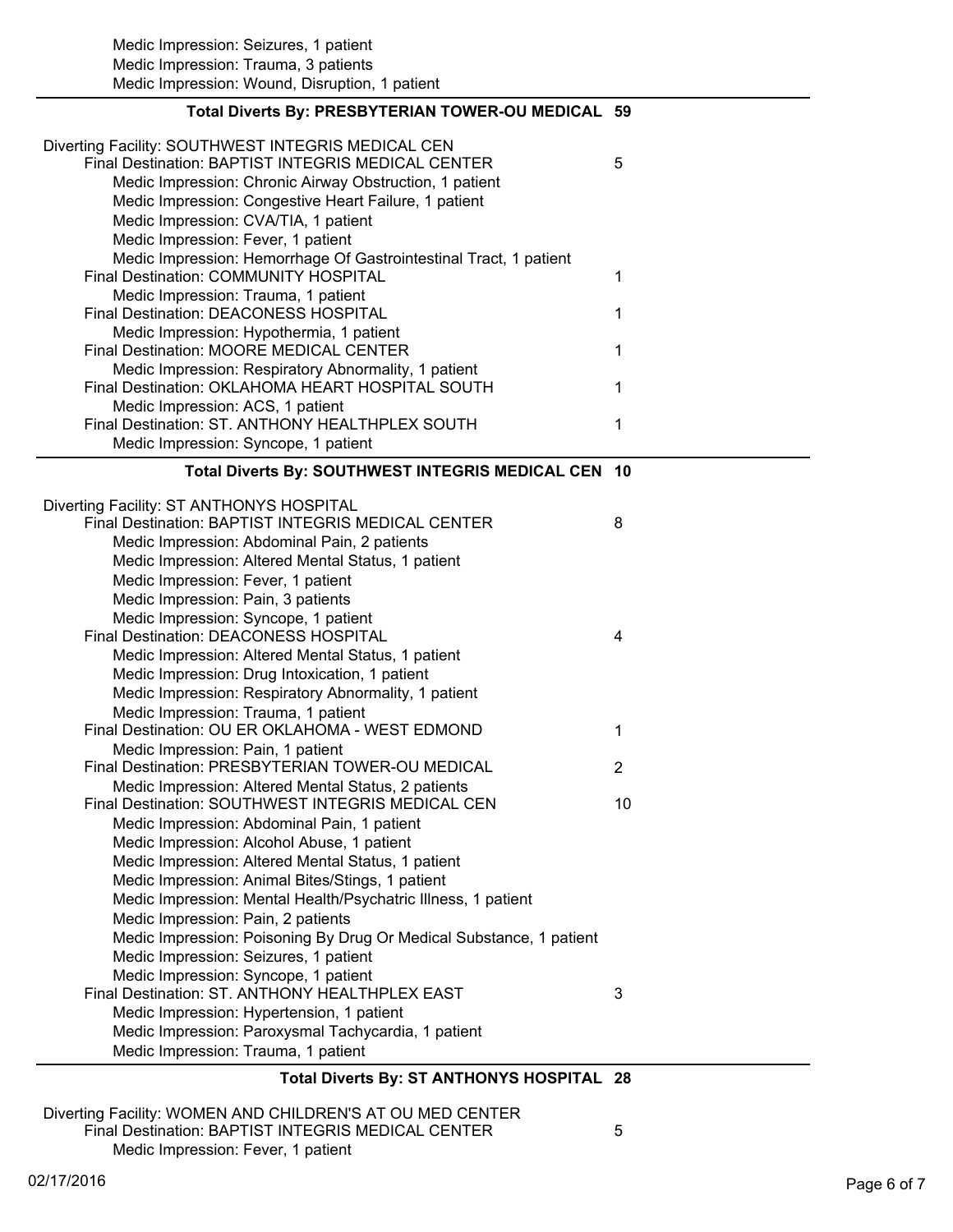Medic Impression: Seizures, 1 patient
Medic Impression: Trauma, 3 patients
Medic Impression: Wound, Disruption, 1 patient

**Total Diverts By: PRESBYTERIAN TOWER-OU MEDICAL 59**

Diverting Facility: SOUTHWEST INTEGRIS MEDICAL CEN

| | |
|---|---|
| Final Destination: BAPTIST INTEGRIS MEDICAL CENTER | 5 |
| Medic Impression: Chronic Airway Obstruction, 1 patient | |
| Medic Impression: Congestive Heart Failure, 1 patient | |
| Medic Impression: CVA/TIA, 1 patient | |
| Medic Impression: Fever, 1 patient | |
| Medic Impression: Hemorrhage Of Gastrointestinal Tract, 1 patient | |
| Final Destination: COMMUNITY HOSPITAL | 1 |
| Medic Impression: Trauma, 1 patient | |
| Final Destination: DEACONESS HOSPITAL | 1 |
| Medic Impression: Hypothermia, 1 patient | |
| Final Destination: MOORE MEDICAL CENTER | 1 |
| Medic Impression: Respiratory Abnormality, 1 patient | |
| Final Destination: OKLAHOMA HEART HOSPITAL SOUTH | 1 |
| Medic Impression: ACS, 1 patient | |
| Final Destination: ST. ANTHONY HEALTHPLEX SOUTH | 1 |
| Medic Impression: Syncope, 1 patient | |

**Total Diverts By: SOUTHWEST INTEGRIS MEDICAL CEN 10**

Diverting Facility: ST ANTHONYS HOSPITAL

| | |
|---|---|
| Final Destination: BAPTIST INTEGRIS MEDICAL CENTER | 8 |
| Medic Impression: Abdominal Pain, 2 patients | |
| Medic Impression: Altered Mental Status, 1 patient | |
| Medic Impression: Fever, 1 patient | |
| Medic Impression: Pain, 3 patients | |
| Medic Impression: Syncope, 1 patient | |
| Final Destination: DEACONESS HOSPITAL | 4 |
| Medic Impression: Altered Mental Status, 1 patient | |
| Medic Impression: Drug Intoxication, 1 patient | |
| Medic Impression: Respiratory Abnormality, 1 patient | |
| Medic Impression: Trauma, 1 patient | |
| Final Destination: OU ER OKLAHOMA - WEST EDMOND | 1 |
| Medic Impression: Pain, 1 patient | |
| Final Destination: PRESBYTERIAN TOWER-OU MEDICAL | 2 |
| Medic Impression: Altered Mental Status, 2 patients | |
| Final Destination: SOUTHWEST INTEGRIS MEDICAL CEN | 10 |
| Medic Impression: Abdominal Pain, 1 patient | |
| Medic Impression: Alcohol Abuse, 1 patient | |
| Medic Impression: Altered Mental Status, 1 patient | |
| Medic Impression: Animal Bites/Stings, 1 patient | |
| Medic Impression: Mental Health/Psychatric Illness, 1 patient | |
| Medic Impression: Pain, 2 patients | |
| Medic Impression: Poisoning By Drug Or Medical Substance, 1 patient | |
| Medic Impression: Seizures, 1 patient | |
| Medic Impression: Syncope, 1 patient | |
| Final Destination: ST. ANTHONY HEALTHPLEX EAST | 3 |
| Medic Impression: Hypertension, 1 patient | |
| Medic Impression: Paroxysmal Tachycardia, 1 patient | |
| Medic Impression: Trauma, 1 patient | |

**Total Diverts By: ST ANTHONYS HOSPITAL 28**

Diverting Facility: WOMEN AND CHILDREN'S AT OU MED CENTER

| | |
|---|---|
| Final Destination: BAPTIST INTEGRIS MEDICAL CENTER | 5 |
| Medic Impression: Fever, 1 patient | |

02/17/2016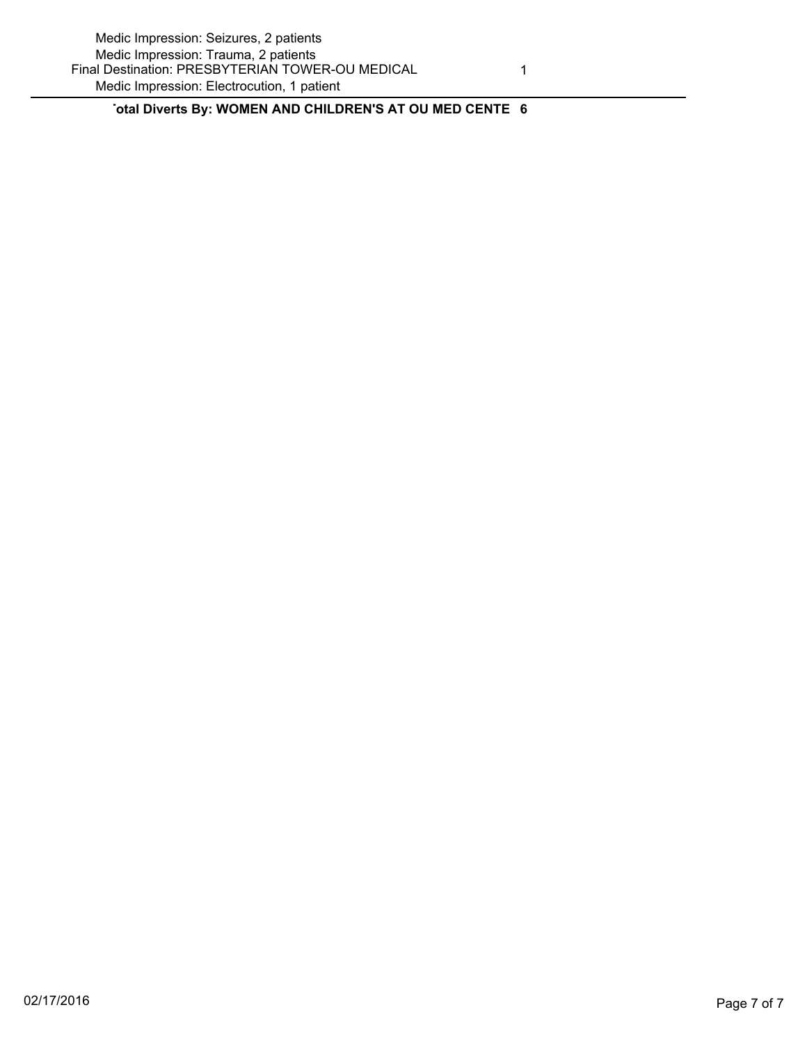Medic Impression: Seizures, 2 patients

Medic Impression: Trauma, 2 patients

Final Destination: PRESBYTERIAN TOWER-OU MEDICAL 1

Medic Impression: Electrocution, 1 patient

**Total Diverts By: WOMEN AND CHILDREN'S AT OU MED CENTE 6**

02/17/2016